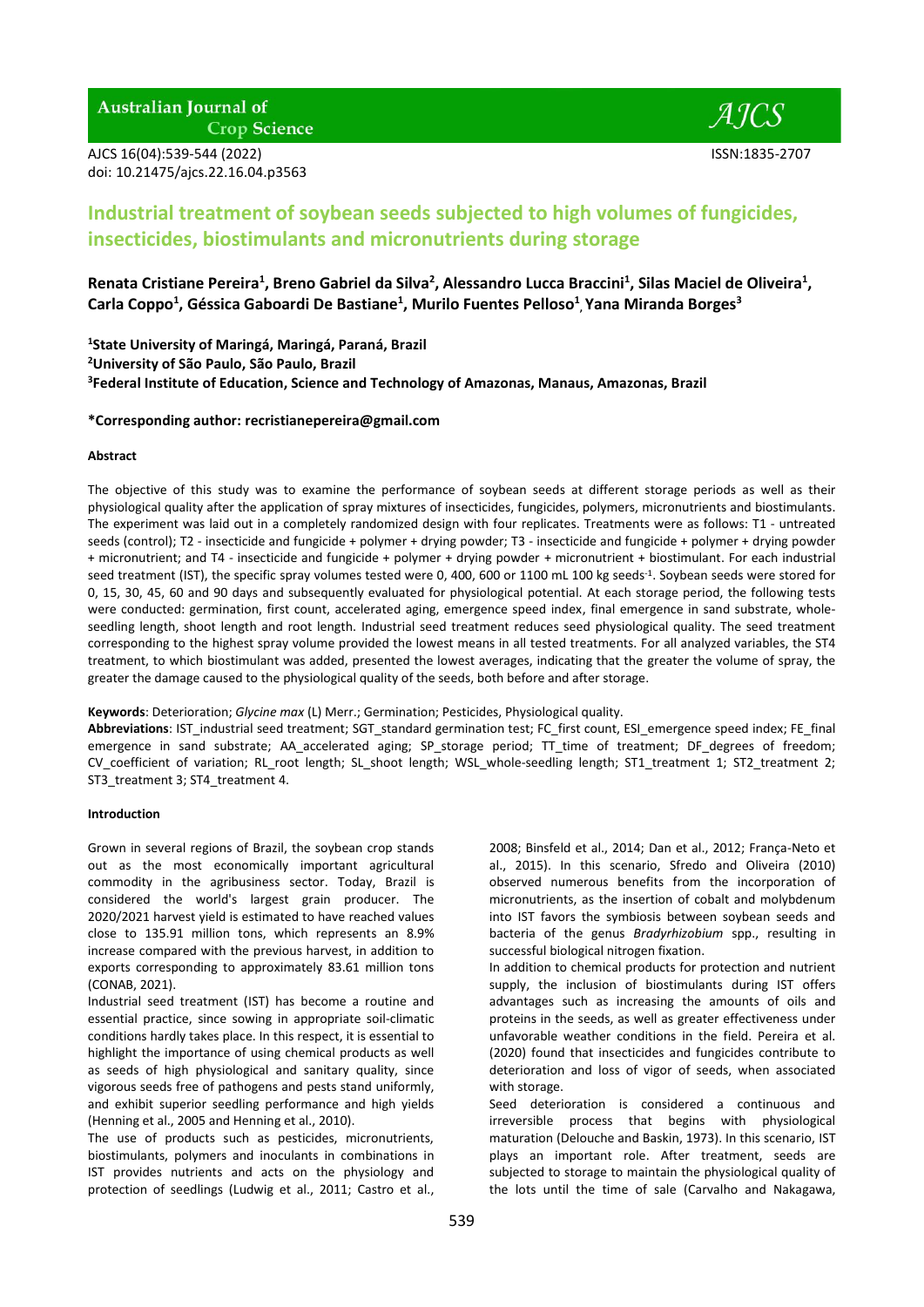# Industrial treatment of soybean seeds subjected to high volumes of fungicides, insecticides, biostimulants and micronutrients during storage

**Renata Cristiane Pereira[1], Breno Gabriel da Silva[2], Alessandro Lucca Braccini[1], Silas Maciel de Oliveira[1], Carla Coppo[1], Géssica Gaboardi De Bastiane[1], Murilo Fuentes Pelloso[1], Yana Miranda Borges[3]**

**[1]State University of Maringá, Maringá, Paraná, Brazil**
**[2]University of São Paulo, São Paulo, Brazil**
**[3]Federal Institute of Education, Science and Technology of Amazonas, Manaus, Amazonas, Brazil**

**\*Corresponding author: recristianepereira@gmail.com**

## Abstract

The objective of this study was to examine the performance of soybean seeds at different storage periods as well as their physiological quality after the application of spray mixtures of insecticides, fungicides, polymers, micronutrients and biostimulants. The experiment was laid out in a completely randomized design with four replicates. Treatments were as follows: T1 - untreated seeds (control); T2 - insecticide and fungicide + polymer + drying powder; T3 - insecticide and fungicide + polymer + drying powder + micronutrient; and T4 - insecticide and fungicide + polymer + drying powder + micronutrient + biostimulant. For each industrial seed treatment (IST), the specific spray volumes tested were 0, 400, 600 or 1100 mL 100 kg seeds$^{-1}$. Soybean seeds were stored for 0, 15, 30, 45, 60 and 90 days and subsequently evaluated for physiological potential. At each storage period, the following tests were conducted: germination, first count, accelerated aging, emergence speed index, final emergence in sand substrate, whole-seedling length, shoot length and root length. Industrial seed treatment reduces seed physiological quality. The seed treatment corresponding to the highest spray volume provided the lowest means in all tested treatments. For all analyzed variables, the ST4 treatment, to which biostimulant was added, presented the lowest averages, indicating that the greater the volume of spray, the greater the damage caused to the physiological quality of the seeds, both before and after storage.

**Keywords**: Deterioration; *Glycine max* (L) Merr.; Germination; Pesticides, Physiological quality.

**Abbreviations**: IST_industrial seed treatment; SGT_standard germination test; FC_first count, ESI_emergence speed index; FE_final emergence in sand substrate; AA_accelerated aging; SP_storage period; TT_time of treatment; DF_degrees of freedom; CV_coefficient of variation; RL_root length; SL_shoot length; WSL_whole-seedling length; ST1_treatment 1; ST2_treatment 2; ST3_treatment 3; ST4_treatment 4.

## Introduction

Grown in several regions of Brazil, the soybean crop stands out as the most economically important agricultural commodity in the agribusiness sector. Today, Brazil is considered the world's largest grain producer. The 2020/2021 harvest yield is estimated to have reached values close to 135.91 million tons, which represents an 8.9% increase compared with the previous harvest, in addition to exports corresponding to approximately 83.61 million tons (CONAB, 2021).

Industrial seed treatment (IST) has become a routine and essential practice, since sowing in appropriate soil-climatic conditions hardly takes place. In this respect, it is essential to highlight the importance of using chemical products as well as seeds of high physiological and sanitary quality, since vigorous seeds free of pathogens and pests stand uniformly, and exhibit superior seedling performance and high yields (Henning et al., 2005 and Henning et al., 2010).

The use of products such as pesticides, micronutrients, biostimulants, polymers and inoculants in combinations in IST provides nutrients and acts on the physiology and protection of seedlings (Ludwig et al., 2011; Castro et al., 2008; Binsfeld et al., 2014; Dan et al., 2012; França-Neto et al., 2015). In this scenario, Sfredo and Oliveira (2010) observed numerous benefits from the incorporation of micronutrients, as the insertion of cobalt and molybdenum into IST favors the symbiosis between soybean seeds and bacteria of the genus *Bradyrhizobium* spp., resulting in successful biological nitrogen fixation.

In addition to chemical products for protection and nutrient supply, the inclusion of biostimulants during IST offers advantages such as increasing the amounts of oils and proteins in the seeds, as well as greater effectiveness under unfavorable weather conditions in the field. Pereira et al. (2020) found that insecticides and fungicides contribute to deterioration and loss of vigor of seeds, when associated with storage.

Seed deterioration is considered a continuous and irreversible process that begins with physiological maturation (Delouche and Baskin, 1973). In this scenario, IST plays an important role. After treatment, seeds are subjected to storage to maintain the physiological quality of the lots until the time of sale (Carvalho and Nakagawa,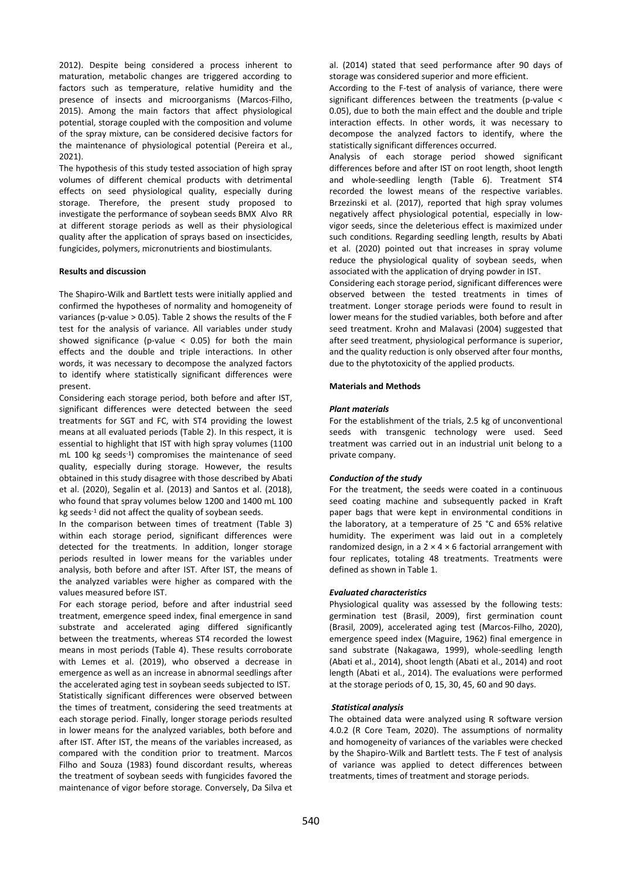2012). Despite being considered a process inherent to maturation, metabolic changes are triggered according to factors such as temperature, relative humidity and the presence of insects and microorganisms (Marcos-Filho, 2015). Among the main factors that affect physiological potential, storage coupled with the composition and volume of the spray mixture, can be considered decisive factors for the maintenance of physiological potential (Pereira et al., 2021).

The hypothesis of this study tested association of high spray volumes of different chemical products with detrimental effects on seed physiological quality, especially during storage. Therefore, the present study proposed to investigate the performance of soybean seeds BMX Alvo RR at different storage periods as well as their physiological quality after the application of sprays based on insecticides, fungicides, polymers, micronutrients and biostimulants.

**Results and discussion**

The Shapiro-Wilk and Bartlett tests were initially applied and confirmed the hypotheses of normality and homogeneity of variances (p-value > 0.05). Table 2 shows the results of the F test for the analysis of variance. All variables under study showed significance (p-value < 0.05) for both the main effects and the double and triple interactions. In other words, it was necessary to decompose the analyzed factors to identify where statistically significant differences were present.

Considering each storage period, both before and after IST, significant differences were detected between the seed treatments for SGT and FC, with ST4 providing the lowest means at all evaluated periods (Table 2). In this respect, it is essential to highlight that IST with high spray volumes (1100 mL 100 kg seeds$^{-1}$) compromises the maintenance of seed quality, especially during storage. However, the results obtained in this study disagree with those described by Abati et al. (2020), Segalin et al. (2013) and Santos et al. (2018), who found that spray volumes below 1200 and 1400 mL 100 kg seeds$^{-1}$ did not affect the quality of soybean seeds.

In the comparison between times of treatment (Table 3) within each storage period, significant differences were detected for the treatments. In addition, longer storage periods resulted in lower means for the variables under analysis, both before and after IST. After IST, the means of the analyzed variables were higher as compared with the values measured before IST.

For each storage period, before and after industrial seed treatment, emergence speed index, final emergence in sand substrate and accelerated aging differed significantly between the treatments, whereas ST4 recorded the lowest means in most periods (Table 4). These results corroborate with Lemes et al. (2019), who observed a decrease in emergence as well as an increase in abnormal seedlings after the accelerated aging test in soybean seeds subjected to IST.

Statistically significant differences were observed between the times of treatment, considering the seed treatments at each storage period. Finally, longer storage periods resulted in lower means for the analyzed variables, both before and after IST. After IST, the means of the variables increased, as compared with the condition prior to treatment. Marcos Filho and Souza (1983) found discordant results, whereas the treatment of soybean seeds with fungicides favored the maintenance of vigor before storage. Conversely, Da Silva et al. (2014) stated that seed performance after 90 days of storage was considered superior and more efficient.

According to the F-test of analysis of variance, there were significant differences between the treatments (p-value < 0.05), due to both the main effect and the double and triple interaction effects. In other words, it was necessary to decompose the analyzed factors to identify, where the statistically significant differences occurred.

Analysis of each storage period showed significant differences before and after IST on root length, shoot length and whole-seedling length (Table 6). Treatment ST4 recorded the lowest means of the respective variables. Brzezinski et al. (2017), reported that high spray volumes negatively affect physiological potential, especially in low-vigor seeds, since the deleterious effect is maximized under such conditions. Regarding seedling length, results by Abati et al. (2020) pointed out that increases in spray volume reduce the physiological quality of soybean seeds, when associated with the application of drying powder in IST.

Considering each storage period, significant differences were observed between the tested treatments in times of treatment. Longer storage periods were found to result in lower means for the studied variables, both before and after seed treatment. Krohn and Malavasi (2004) suggested that after seed treatment, physiological performance is superior, and the quality reduction is only observed after four months, due to the phytotoxicity of the applied products.

**Materials and Methods**

***Plant materials***

For the establishment of the trials, 2.5 kg of unconventional seeds with transgenic technology were used. Seed treatment was carried out in an industrial unit belong to a private company.

***Conduction of the study***

For the treatment, the seeds were coated in a continuous seed coating machine and subsequently packed in Kraft paper bags that were kept in environmental conditions in the laboratory, at a temperature of 25 °C and 65% relative humidity. The experiment was laid out in a completely randomized design, in a 2 × 4 × 6 factorial arrangement with four replicates, totaling 48 treatments. Treatments were defined as shown in Table 1.

***Evaluated characteristics***

Physiological quality was assessed by the following tests: germination test (Brasil, 2009), first germination count (Brasil, 2009), accelerated aging test (Marcos-Filho, 2020), emergence speed index (Maguire, 1962) final emergence in sand substrate (Nakagawa, 1999), whole-seedling length (Abati et al., 2014), shoot length (Abati et al., 2014) and root length (Abati et al., 2014). The evaluations were performed at the storage periods of 0, 15, 30, 45, 60 and 90 days.

***Statistical analysis***

The obtained data were analyzed using R software version 4.0.2 (R Core Team, 2020). The assumptions of normality and homogeneity of variances of the variables were checked by the Shapiro-Wilk and Bartlett tests. The F test of analysis of variance was applied to detect differences between treatments, times of treatment and storage periods.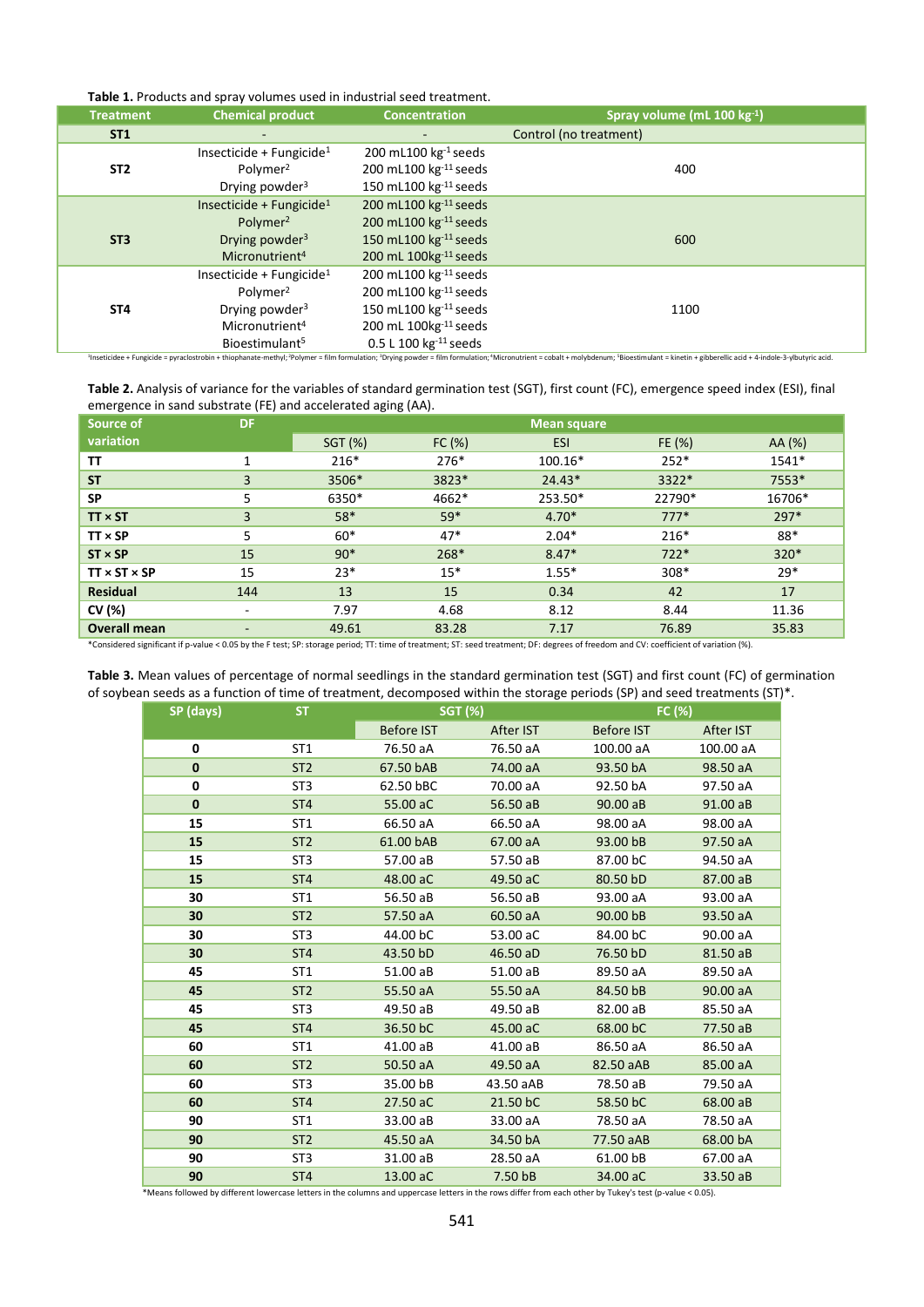**Table 1.** Products and spray volumes used in industrial seed treatment.

| Treatment | Chemical product | Concentration | Spray volume (mL 100 kg$^{-1}$) |
|---|---|---|---|
| ST1 | - | - | Control (no treatment) |
| ST2 | Insecticide + Fungicide[1]<br>Polymer[2]<br>Drying powder[3] | 200 mL100 kg$^{-1}$ seeds<br>200 mL100 kg$^{-11}$ seeds<br>150 mL100 kg$^{-11}$ seeds | 400 |
| ST3 | Insecticide + Fungicide[1]<br>Polymer[2]<br>Drying powder[3]<br>Micronutrient[4] | 200 mL100 kg$^{-11}$ seeds<br>200 mL100 kg$^{-11}$ seeds<br>150 mL100 kg$^{-11}$ seeds<br>200 mL 100kg$^{-11}$ seeds | 600 |
| ST4 | Insecticide + Fungicide[1]<br>Polymer[2]<br>Drying powder[3]<br>Micronutrient[4]<br>Bioestimulant[5] | 200 mL100 kg$^{-11}$ seeds<br>200 mL100 kg$^{-11}$ seeds<br>150 mL100 kg$^{-11}$ seeds<br>200 mL 100kg$^{-11}$ seeds<br>0.5 L 100 kg$^{-11}$ seeds | 1100 |

[1]Inseticidee + Fungicide = pyraclostrobin + thiophanate-methyl; [2]Polymer = film formulation; [3]Drying powder = film formulation; [4]Micronutrient = cobalt + molybdenum; [5]Bioestimulant = kinetin + gibberellic acid + 4-indole-3-ylbutyric acid.

**Table 2.** Analysis of variance for the variables of standard germination test (SGT), first count (FC), emergence speed index (ESI), final emergence in sand substrate (FE) and accelerated aging (AA).

| Source of variation | DF | Mean square | | | | |
|---|---|---|---|---|---|---|
| | | SGT (%) | FC (%) | ESI | FE (%) | AA (%) |
| **TT** | 1 | 216* | 276* | 100.16* | 252* | 1541* |
| **ST** | 3 | 3506* | 3823* | 24.43* | 3322* | 7553* |
| **SP** | 5 | 6350* | 4662* | 253.50* | 22790* | 16706* |
| **TT × ST** | 3 | 58* | 59* | 4.70* | 777* | 297* |
| **TT × SP** | 5 | 60* | 47* | 2.04* | 216* | 88* |
| **ST × SP** | 15 | 90* | 268* | 8.47* | 722* | 320* |
| **TT × ST × SP** | 15 | 23* | 15* | 1.55* | 308* | 29* |
| **Residual** | 144 | 13 | 15 | 0.34 | 42 | 17 |
| **CV (%)** | - | 7.97 | 4.68 | 8.12 | 8.44 | 11.36 |
| **Overall mean** | - | 49.61 | 83.28 | 7.17 | 76.89 | 35.83 |

*Considered significant if p-value < 0.05 by the F test; SP: storage period; TT: time of treatment; ST: seed treatment; DF: degrees of freedom and CV: coefficient of variation (%).

**Table 3.** Mean values of percentage of normal seedlings in the standard germination test (SGT) and first count (FC) of germination of soybean seeds as a function of time of treatment, decomposed within the storage periods (SP) and seed treatments (ST)*.

| SP (days) | ST | SGT (%) | | FC (%) | |
|---|---|---|---|---|---|
| | | Before IST | After IST | Before IST | After IST |
| **0** | ST1 | 76.50 aA | 76.50 aA | 100.00 aA | 100.00 aA |
| **0** | ST2 | 67.50 bAB | 74.00 aA | 93.50 bA | 98.50 aA |
| **0** | ST3 | 62.50 bBC | 70.00 aA | 92.50 bA | 97.50 aA |
| **0** | ST4 | 55.00 aC | 56.50 aB | 90.00 aB | 91.00 aB |
| **15** | ST1 | 66.50 aA | 66.50 aA | 98.00 aA | 98.00 aA |
| **15** | ST2 | 61.00 bAB | 67.00 aA | 93.00 bB | 97.50 aA |
| **15** | ST3 | 57.00 aB | 57.50 aB | 87.00 bC | 94.50 aA |
| **15** | ST4 | 48.00 aC | 49.50 aC | 80.50 bD | 87.00 aB |
| **30** | ST1 | 56.50 aB | 56.50 aB | 93.00 aA | 93.00 aA |
| **30** | ST2 | 57.50 aA | 60.50 aA | 90.00 bB | 93.50 aA |
| **30** | ST3 | 44.00 bC | 53.00 aC | 84.00 bC | 90.00 aA |
| **30** | ST4 | 43.50 bD | 46.50 aD | 76.50 bD | 81.50 aB |
| **45** | ST1 | 51.00 aB | 51.00 aB | 89.50 aA | 89.50 aA |
| **45** | ST2 | 55.50 aA | 55.50 aA | 84.50 bB | 90.00 aA |
| **45** | ST3 | 49.50 aB | 49.50 aB | 82.00 aB | 85.50 aA |
| **45** | ST4 | 36.50 bC | 45.00 aC | 68.00 bC | 77.50 aB |
| **60** | ST1 | 41.00 aB | 41.00 aB | 86.50 aA | 86.50 aA |
| **60** | ST2 | 50.50 aA | 49.50 aA | 82.50 aAB | 85.00 aA |
| **60** | ST3 | 35.00 bB | 43.50 aAB | 78.50 aB | 79.50 aA |
| **60** | ST4 | 27.50 aC | 21.50 bC | 58.50 bC | 68.00 aB |
| **90** | ST1 | 33.00 aB | 33.00 aA | 78.50 aA | 78.50 aA |
| **90** | ST2 | 45.50 aA | 34.50 bA | 77.50 aAB | 68.00 bA |
| **90** | ST3 | 31.00 aB | 28.50 aA | 61.00 bB | 67.00 aA |
| **90** | ST4 | 13.00 aC | 7.50 bB | 34.00 aC | 33.50 aB |

*Means followed by different lowercase letters in the columns and uppercase letters in the rows differ from each other by Tukey's test (p-value < 0.05).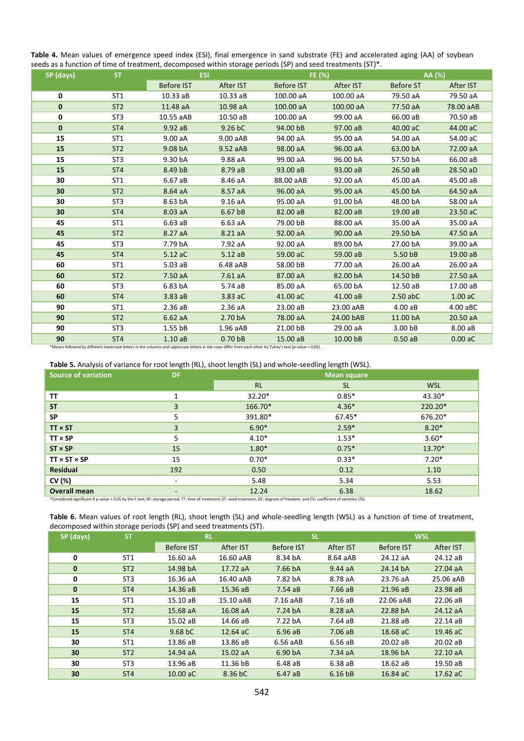**Table 4.** Mean values of emergence speed index (ESI), final emergence in sand substrate (FE) and accelerated aging (AA) of soybean seeds as a function of time of treatment, decomposed within storage periods (SP) and seed treatments (ST)*.

| SP (days) | ST | ESI | | FE (%) | | AA (%) | |
|---|---|---|---|---|---|---|---|
| | | Before IST | After IST | Before IST | After IST | Before ST | After IST |
| 0 | ST1 | 10.33 aB | 10.33 aB | 100.00 aA | 100.00 aA | 79.50 aA | 79.50 aA |
| 0 | ST2 | 11.48 aA | 10.98 aA | 100.00 aA | 100.00 aA | 77.50 aA | 78.00 aAB |
| 0 | ST3 | 10.55 aAB | 10.50 aB | 100.00 aA | 99.00 aA | 66.00 aB | 70.50 aB |
| 0 | ST4 | 9.92 aB | 9.26 bC | 94.00 bB | 97.00 aB | 40.00 aC | 44.00 aC |
| 15 | ST1 | 9.00 aA | 9.00 aAB | 94.00 aA | 95.00 aA | 54.00 aA | 54.00 aC |
| 15 | ST2 | 9.08 bA | 9.52 aAB | 98.00 aA | 96.00 aA | 63.00 bA | 72.00 aA |
| 15 | ST3 | 9.30 bA | 9.88 aA | 99.00 aA | 96.00 bA | 57.50 bA | 66.00 aB |
| 15 | ST4 | 8.49 bB | 8.79 aB | 93.00 aB | 93.00 aB | 26.50 aB | 28.50 aD |
| 30 | ST1 | 6.67 aB | 8.46 aA | 88.00 aAB | 92.00 aA | 45.00 aA | 45.00 aB |
| 30 | ST2 | 8.64 aA | 8.57 aA | 96.00 aA | 95.00 aA | 45.00 bA | 64.50 aA |
| 30 | ST3 | 8.63 bA | 9.16 aA | 95.00 aA | 91.00 bA | 48.00 bA | 58.00 aA |
| 30 | ST4 | 8.03 aA | 6.67 bB | 82.00 aB | 82.00 aB | 19.00 aB | 23.50 aC |
| 45 | ST1 | 6.63 aB | 6.63 aA | 79.00 bB | 88.00 aA | 35.00 aA | 35.00 aA |
| 45 | ST2 | 8.27 aA | 8.21 aA | 92.00 aA | 90.00 aA | 29.50 bA | 47.50 aA |
| 45 | ST3 | 7.79 bA | 7.92 aA | 92.00 aA | 89.00 bA | 27.00 bA | 39.00 aA |
| 45 | ST4 | 5.12 aC | 5.12 aB | 59.00 aC | 59.00 aB | 5.50 bB | 19.00 aB |
| 60 | ST1 | 5.03 aB | 6.48 aAB | 58.00 bB | 77.00 aA | 26.00 aA | 26.00 aA |
| 60 | ST2 | 7.50 aA | 7.61 aA | 87.00 aA | 82.00 bA | 14.50 bB | 27.50 aA |
| 60 | ST3 | 6.83 bA | 5.74 aB | 85.00 aA | 65.00 bA | 12.50 aB | 17.00 aB |
| 60 | ST4 | 3.83 aB | 3.83 aC | 41.00 aC | 41.00 aB | 2.50 abC | 1.00 aC |
| 90 | ST1 | 2.36 aB | 2.36 aA | 23.00 aB | 23.00 aAB | 4.00 aB | 4.00 aBC |
| 90 | ST2 | 6.62 aA | 2.70 bA | 78.00 aA | 24.00 bAB | 11.00 bA | 20.50 aA |
| 90 | ST3 | 1.55 bB | 1.96 aAB | 21.00 bB | 29.00 aA | 3.00 bB | 8.00 aB |
| 90 | ST4 | 1.10 aB | 0.70 bB | 15.00 aB | 10.00 bB | 0.50 aB | 0.00 aC |

*Means followed by different lowercase letters in the columns and uppercase letters in the rows differ from each other by Tukey's test (p-value < 0.05).

**Table 5.** Analysis of variance for root length (RL), shoot length (SL) and whole-seedling length (WSL).

| Source of variation | DF | Mean square | | |
|---|---|---|---|---|
| | | RL | SL | WSL |
| **TT** | 1 | 32.20* | 0.85* | 43.30* |
| **ST** | 3 | 166.70* | 4.36* | 220.20* |
| **SP** | 5 | 391.80* | 67.45* | 676.20* |
| **TT × ST** | 3 | 6.90* | 2.59* | 8.20* |
| **TT × SP** | 5 | 4.10* | 1.53* | 3.60* |
| **ST × SP** | 15 | 1.80* | 0.75* | 13.70* |
| **TT × ST × SP** | 15 | 0.70* | 0.33* | 7.20* |
| **Residual** | 192 | 0.50 | 0.12 | 1.10 |
| **CV (%)** | - | 5.48 | 5.34 | 5.53 |
| **Overall mean** | - | 12.24 | 6.38 | 18.62 |

*Considered significant if p-value < 0.05 by the F test; SP: storage period; TT: time of treatment; ST: seed treatment; DF: degrees of freedom; and CV: coefficient of variation (%).

**Table 6.** Mean values of root length (RL), shoot length (SL) and whole-seedling length (WSL) as a function of time of treatment, decomposed within storage periods (SP) and seed treatments (ST).

| SP (days) | ST | RL | | SL | | WSL | |
|---|---|---|---|---|---|---|---|
| | | Before IST | After IST | Before IST | After IST | Before IST | After IST |
| 0 | ST1 | 16.60 aA | 16.60 aAB | 8.34 bA | 8.64 aAB | 24.12 aA | 24.12 aB |
| 0 | ST2 | 14.98 bA | 17.72 aA | 7.66 bA | 9.44 aA | 24.14 bA | 27.04 aA |
| 0 | ST3 | 16.36 aA | 16.40 aAB | 7.82 bA | 8.78 aA | 23.76 aA | 25.06 aAB |
| 0 | ST4 | 14.36 aB | 15.36 aB | 7.54 aB | 7.66 aB | 21.96 aB | 23.98 aB |
| 15 | ST1 | 15.10 aB | 15.10 aAB | 7.16 aAB | 7.16 aB | 22.06 aAB | 22.06 aB |
| 15 | ST2 | 15.68 aA | 16.08 aA | 7.24 bA | 8.28 aA | 22.88 bA | 24.12 aA |
| 15 | ST3 | 15.02 aB | 14.66 aB | 7.22 bA | 7.64 aB | 21.88 aB | 22.14 aB |
| 15 | ST4 | 9.68 bC | 12.64 aC | 6.96 aB | 7.06 aB | 18.68 aC | 19.46 aC |
| 30 | ST1 | 13.86 aB | 13.86 aB | 6.56 aAB | 6.56 aB | 20.02 aB | 20.02 aB |
| 30 | ST2 | 14.94 aA | 15.02 aA | 6.90 bA | 7.34 aA | 18.96 bA | 22.10 aA |
| 30 | ST3 | 13.96 aB | 11.36 bB | 6.48 aB | 6.38 aB | 18.62 aB | 19.50 aB |
| 30 | ST4 | 10.00 aC | 8.36 bC | 6.47 aB | 6.16 bB | 16.84 aC | 17.62 aC |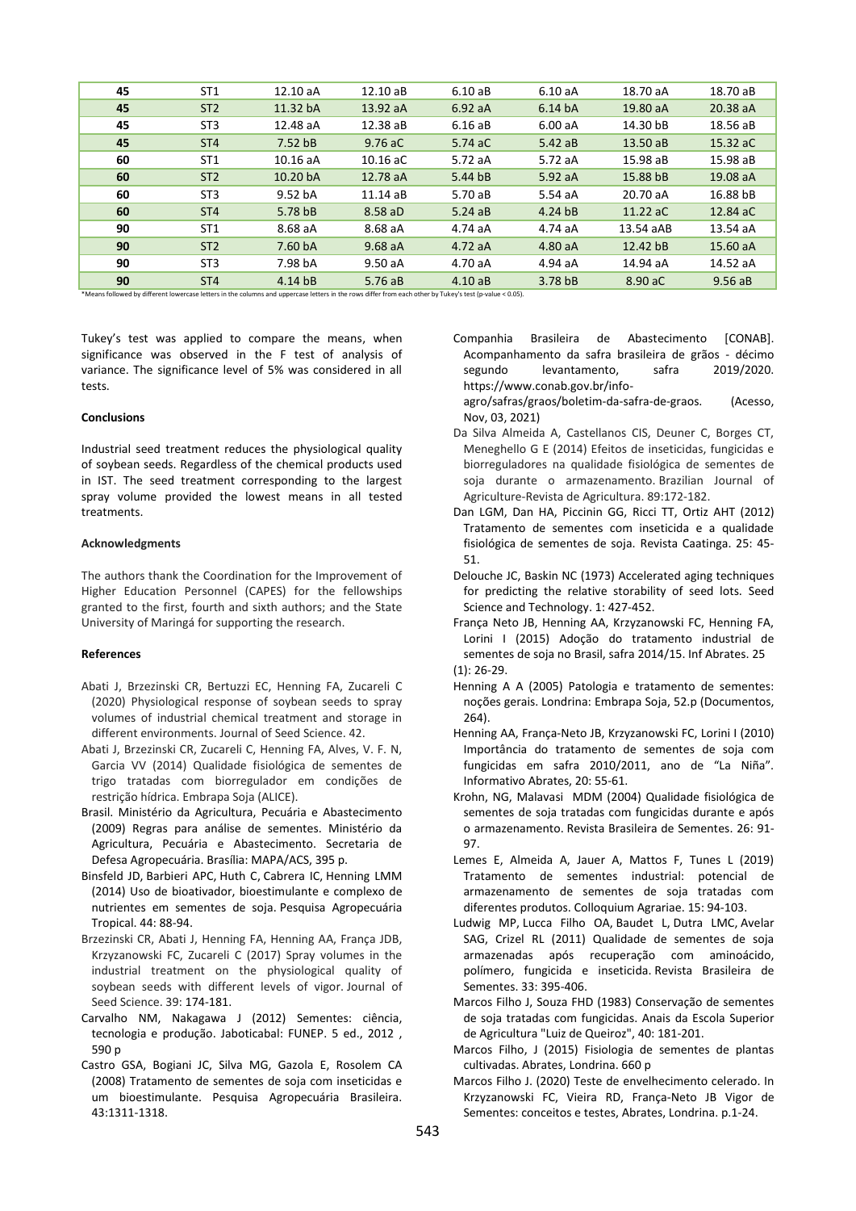| 45 | ST1 | 12.10 aA | 12.10 aB | 6.10 aB | 6.10 aA | 18.70 aA | 18.70 aB |
|---|---|---|---|---|---|---|---|
| 45 | ST2 | 11.32 bA | 13.92 aA | 6.92 aA | 6.14 bA | 19.80 aA | 20.38 aA |
| 45 | ST3 | 12.48 aA | 12.38 aB | 6.16 aB | 6.00 aA | 14.30 bB | 18.56 aB |
| 45 | ST4 | 7.52 bB | 9.76 aC | 5.74 aC | 5.42 aB | 13.50 aB | 15.32 aC |
| 60 | ST1 | 10.16 aA | 10.16 aC | 5.72 aA | 5.72 aA | 15.98 aB | 15.98 aB |
| 60 | ST2 | 10.20 bA | 12.78 aA | 5.44 bB | 5.92 aA | 15.88 bB | 19.08 aA |
| 60 | ST3 | 9.52 bA | 11.14 aB | 5.70 aB | 5.54 aA | 20.70 aA | 16.88 bB |
| 60 | ST4 | 5.78 bB | 8.58 aD | 5.24 aB | 4.24 bB | 11.22 aC | 12.84 aC |
| 90 | ST1 | 8.68 aA | 8.68 aA | 4.74 aA | 4.74 aA | 13.54 aAB | 13.54 aA |
| 90 | ST2 | 7.60 bA | 9.68 aA | 4.72 aA | 4.80 aA | 12.42 bB | 15.60 aA |
| 90 | ST3 | 7.98 bA | 9.50 aA | 4.70 aA | 4.94 aA | 14.94 aA | 14.52 aA |
| 90 | ST4 | 4.14 bB | 5.76 aB | 4.10 aB | 3.78 bB | 8.90 aC | 9.56 aB |

*Means followed by different lowercase letters in the columns and uppercase letters in the rows differ from each other by Tukey's test (p-value < 0.05).

Tukey's test was applied to compare the means, when significance was observed in the F test of analysis of variance. The significance level of 5% was considered in all tests.

## Conclusions

Industrial seed treatment reduces the physiological quality of soybean seeds. Regardless of the chemical products used in IST. The seed treatment corresponding to the largest spray volume provided the lowest means in all tested treatments.

## Acknowledgments

The authors thank the Coordination for the Improvement of Higher Education Personnel (CAPES) for the fellowships granted to the first, fourth and sixth authors; and the State University of Maringá for supporting the research.

## References

Abati J, Brzezinski CR, Bertuzzi EC, Henning FA, Zucareli C (2020) Physiological response of soybean seeds to spray volumes of industrial chemical treatment and storage in different environments. Journal of Seed Science. 42.

Abati J, Brzezinski CR, Zucareli C, Henning FA, Alves, V. F. N, Garcia VV (2014) Qualidade fisiológica de sementes de trigo tratadas com biorregulador em condições de restrição hídrica. Embrapa Soja (ALICE).

Brasil. Ministério da Agricultura, Pecuária e Abastecimento (2009) Regras para análise de sementes. Ministério da Agricultura, Pecuária e Abastecimento. Secretaria de Defesa Agropecuária. Brasília: MAPA/ACS, 395 p.

Binsfeld JD, Barbieri APC, Huth C, Cabrera IC, Henning LMM (2014) Uso de bioativador, bioestimulante e complexo de nutrientes em sementes de soja. Pesquisa Agropecuária Tropical. 44: 88-94.

Brzezinski CR, Abati J, Henning FA, Henning AA, França JDB, Krzyzanowski FC, Zucareli C (2017) Spray volumes in the industrial treatment on the physiological quality of soybean seeds with different levels of vigor. Journal of Seed Science. 39: 174-181.

Carvalho NM, Nakagawa J (2012) Sementes: ciência, tecnologia e produção. Jaboticabal: FUNEP. 5 ed., 2012 , 590 p

Castro GSA, Bogiani JC, Silva MG, Gazola E, Rosolem CA (2008) Tratamento de sementes de soja com inseticidas e um bioestimulante. Pesquisa Agropecuária Brasileira. 43:1311-1318.

Companhia Brasileira de Abastecimento [CONAB]. Acompanhamento da safra brasileira de grãos - décimo segundo levantamento, safra 2019/2020. https://www.conab.gov.br/info-agro/safras/graos/boletim-da-safra-de-graos. (Acesso, Nov, 03, 2021)

Da Silva Almeida A, Castellanos CIS, Deuner C, Borges CT, Meneghello G E (2014) Efeitos de inseticidas, fungicidas e biorreguladores na qualidade fisiológica de sementes de soja durante o armazenamento. Brazilian Journal of Agriculture-Revista de Agricultura. 89:172-182.

Dan LGM, Dan HA, Piccinin GG, Ricci TT, Ortiz AHT (2012) Tratamento de sementes com inseticida e a qualidade fisiológica de sementes de soja. Revista Caatinga. 25: 45-51.

Delouche JC, Baskin NC (1973) Accelerated aging techniques for predicting the relative storability of seed lots. Seed Science and Technology. 1: 427-452.

França Neto JB, Henning AA, Krzyzanowski FC, Henning FA, Lorini I (2015) Adoção do tratamento industrial de sementes de soja no Brasil, safra 2014/15. Inf Abrates. 25 (1): 26-29.

Henning A A (2005) Patologia e tratamento de sementes: noções gerais. Londrina: Embrapa Soja, 52.p (Documentos, 264).

Henning AA, França-Neto JB, Krzyzanowski FC, Lorini I (2010) Importância do tratamento de sementes de soja com fungicidas em safra 2010/2011, ano de "La Niña". Informativo Abrates, 20: 55-61.

Krohn, NG, Malavasi MDM (2004) Qualidade fisiológica de sementes de soja tratadas com fungicidas durante e após o armazenamento. Revista Brasileira de Sementes. 26: 91-97.

Lemes E, Almeida A, Jauer A, Mattos F, Tunes L (2019) Tratamento de sementes industrial: potencial de armazenamento de sementes de soja tratadas com diferentes produtos. Colloquium Agrariae. 15: 94-103.

Ludwig MP, Lucca Filho OA, Baudet L, Dutra LMC, Avelar SAG, Crizel RL (2011) Qualidade de sementes de soja armazenadas após recuperação com aminoácido, polímero, fungicida e inseticida. Revista Brasileira de Sementes. 33: 395-406.

Marcos Filho J, Souza FHD (1983) Conservação de sementes de soja tratadas com fungicidas. Anais da Escola Superior de Agricultura "Luiz de Queiroz", 40: 181-201.

Marcos Filho, J (2015) Fisiologia de sementes de plantas cultivadas. Abrates, Londrina. 660 p

Marcos Filho J. (2020) Teste de envelhecimento celerado. In Krzyzanowski FC, Vieira RD, França-Neto JB Vigor de Sementes: conceitos e testes, Abrates, Londrina. p.1-24.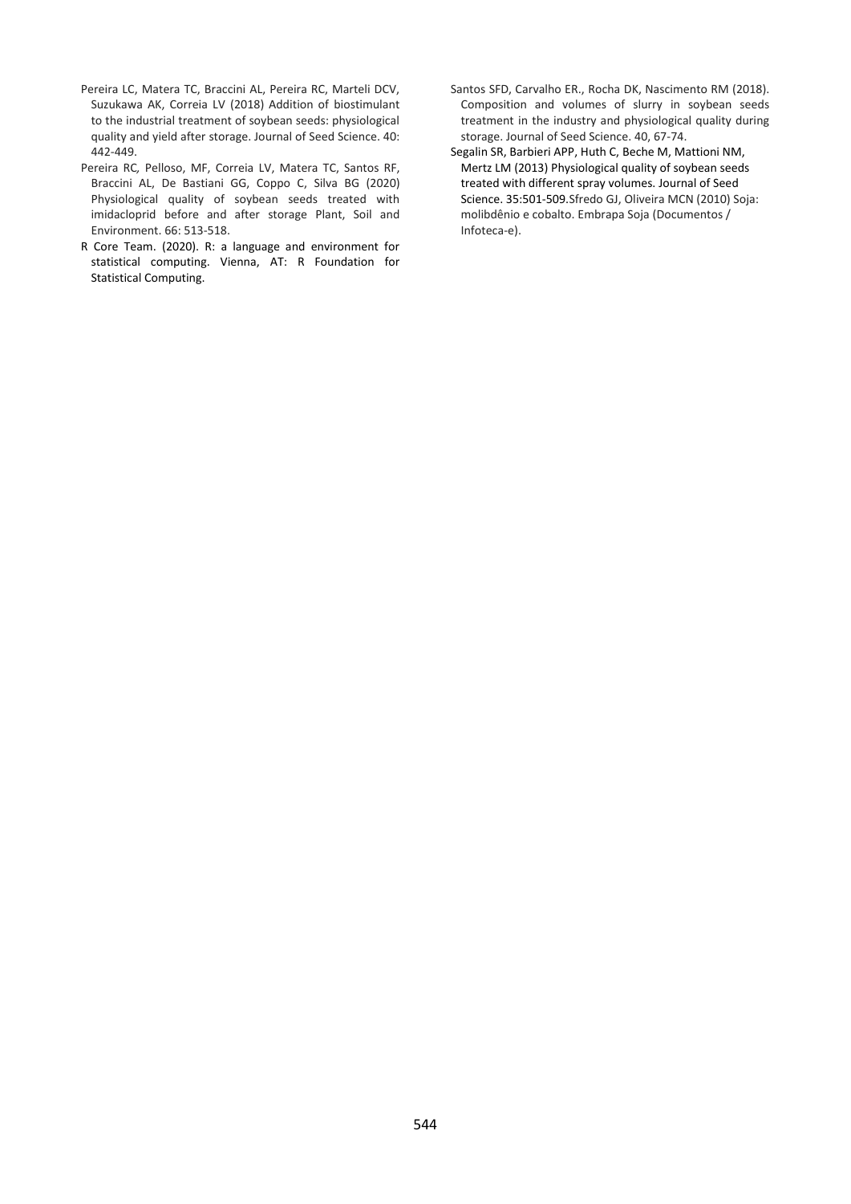Pereira LC, Matera TC, Braccini AL, Pereira RC, Marteli DCV, Suzukawa AK, Correia LV (2018) Addition of biostimulant to the industrial treatment of soybean seeds: physiological quality and yield after storage. Journal of Seed Science. 40: 442-449.

Pereira RC, Pelloso, MF, Correia LV, Matera TC, Santos RF, Braccini AL, De Bastiani GG, Coppo C, Silva BG (2020) Physiological quality of soybean seeds treated with imidacloprid before and after storage Plant, Soil and Environment. 66: 513-518.

R Core Team. (2020). R: a language and environment for statistical computing. Vienna, AT: R Foundation for Statistical Computing.

Santos SFD, Carvalho ER., Rocha DK, Nascimento RM (2018). Composition and volumes of slurry in soybean seeds treatment in the industry and physiological quality during storage. Journal of Seed Science. 40, 67-74.

Segalin SR, Barbieri APP, Huth C, Beche M, Mattioni NM, Mertz LM (2013) Physiological quality of soybean seeds treated with different spray volumes. Journal of Seed Science. 35:501-509.Sfredo GJ, Oliveira MCN (2010) Soja: molibdênio e cobalto. Embrapa Soja (Documentos / Infoteca-e).